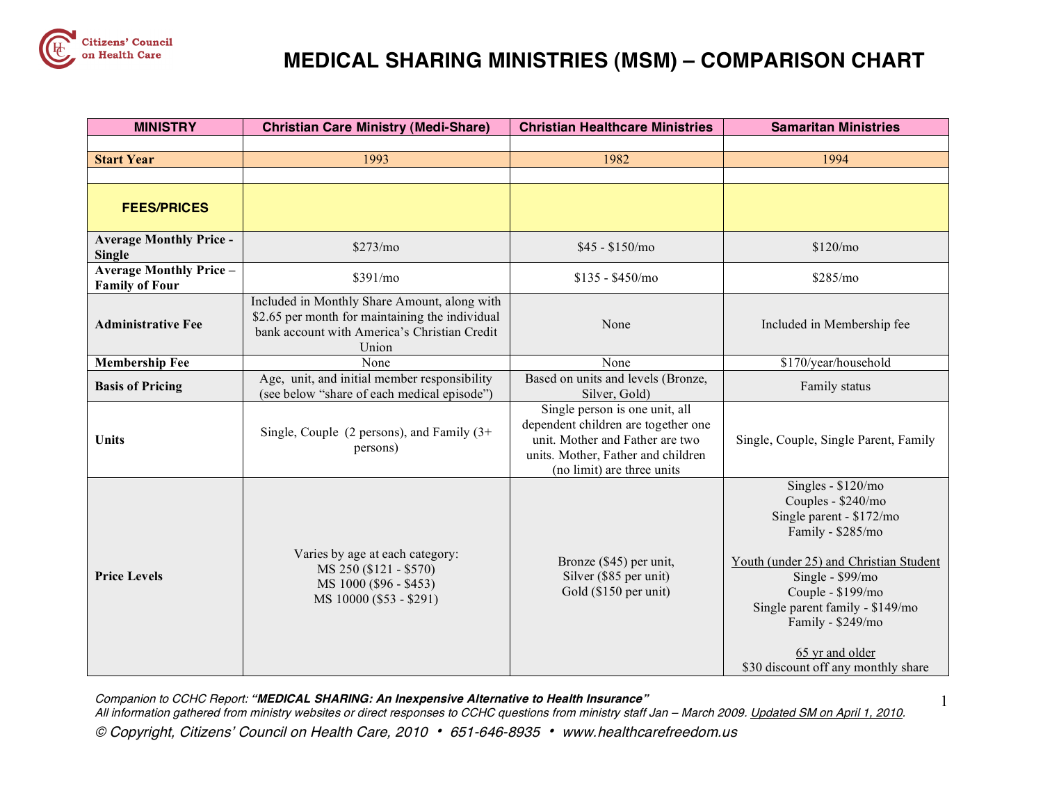Citizens' Council on Health Care

# MEDICAL SHARING MINISTRIES (MSM) – COMPARISON CHART

| MINISTRY | Christian Care Ministry (Medi-Share) | Christian Healthcare Ministries | Samaritan Ministries |
|---|---|---|---|
| | | | |
| **Start Year** | 1993 | 1982 | 1994 |
| | | | |
| **FEES/PRICES** | | | |
| **Average Monthly Price - Single** | $273/mo | $45 - $150/mo | $120/mo |
| **Average Monthly Price – Family of Four** | $391/mo | $135 - $450/mo | $285/mo |
| **Administrative Fee** | Included in Monthly Share Amount, along with $2.65 per month for maintaining the individual bank account with America's Christian Credit Union | None | Included in Membership fee |
| **Membership Fee** | None | None | $170/year/household |
| **Basis of Pricing** | Age, unit, and initial member responsibility (see below "share of each medical episode") | Based on units and levels (Bronze, Silver, Gold) | Family status |
| **Units** | Single, Couple (2 persons), and Family (3+ persons) | Single person is one unit, all dependent children are together one unit. Mother and Father are two units. Mother, Father and children (no limit) are three units | Single, Couple, Single Parent, Family |
| **Price Levels** | Varies by age at each category:<br>MS 250 ($121 - $570)<br>MS 1000 ($96 - $453)<br>MS 10000 ($53 - $291) | Bronze ($45) per unit,<br>Silver ($85 per unit)<br>Gold ($150 per unit) | Singles - $120/mo<br>Couples - $240/mo<br>Single parent - $172/mo<br>Family - $285/mo<br><br>Youth (under 25) and Christian Student<br>Single - $99/mo<br>Couple - $199/mo<br>Single parent family - $149/mo<br>Family - $249/mo<br><br>65 yr and older<br>$30 discount off any monthly share |

*Companion to CCHC Report: "**MEDICAL SHARING: An Inexpensive Alternative to Health Insurance**"*
*All information gathered from ministry websites or direct responses to CCHC questions from ministry staff Jan – March 2009. Updated SM on April 1, 2010.*
*© Copyright, Citizens' Council on Health Care, 2010 • 651-646-8935 • www.healthcarefreedom.us*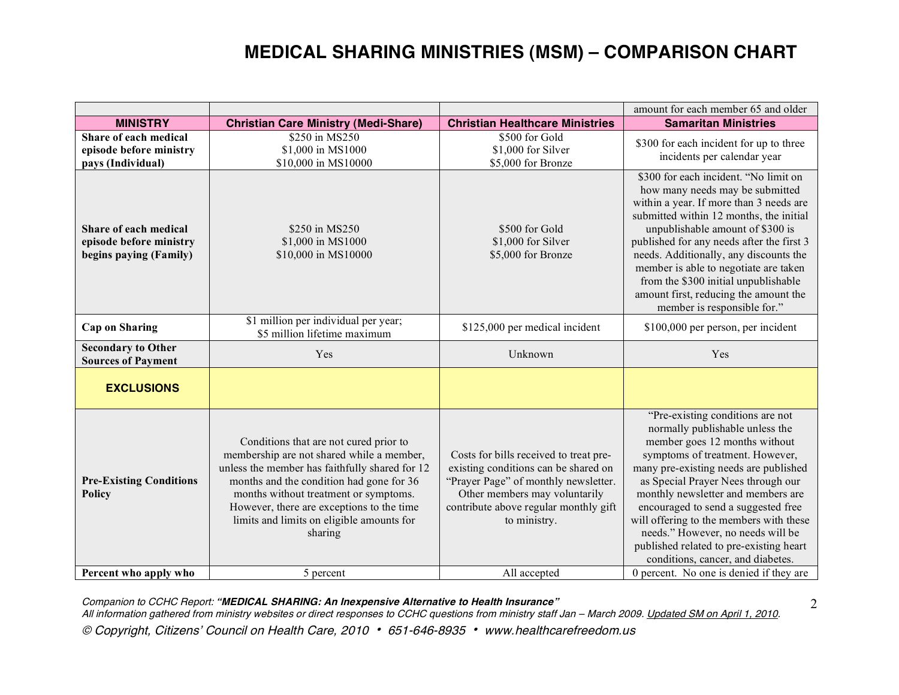# MEDICAL SHARING MINISTRIES (MSM) – COMPARISON CHART

| | | | amount for each member 65 and older |
|---|---|---|---|
| **MINISTRY** | **Christian Care Ministry (Medi-Share)** | **Christian Healthcare Ministries** | **Samaritan Ministries** |
| **Share of each medical episode before ministry pays (Individual)** | $250 in MS250<br>$1,000 in MS1000<br>$10,000 in MS10000 | $500 for Gold<br>$1,000 for Silver<br>$5,000 for Bronze | $300 for each incident for up to three incidents per calendar year |
| **Share of each medical episode before ministry begins paying (Family)** | $250 in MS250<br>$1,000 in MS1000<br>$10,000 in MS10000 | $500 for Gold<br>$1,000 for Silver<br>$5,000 for Bronze | $300 for each incident. "No limit on how many needs may be submitted within a year. If more than 3 needs are submitted within 12 months, the initial unpublishable amount of $300 is published for any needs after the first 3 needs. Additionally, any discounts the member is able to negotiate are taken from the $300 initial unpublishable amount first, reducing the amount the member is responsible for." |
| **Cap on Sharing** | $1 million per individual per year;<br>$5 million lifetime maximum | $125,000 per medical incident | $100,000 per person, per incident |
| **Secondary to Other Sources of Payment** | Yes | Unknown | Yes |
| **EXCLUSIONS** | | | |
| **Pre-Existing Conditions Policy** | Conditions that are not cured prior to membership are not shared while a member, unless the member has faithfully shared for 12 months and the condition had gone for 36 months without treatment or symptoms. However, there are exceptions to the time limits and limits on eligible amounts for sharing | Costs for bills received to treat pre-existing conditions can be shared on "Prayer Page" of monthly newsletter. Other members may voluntarily contribute above regular monthly gift to ministry. | "Pre-existing conditions are not normally publishable unless the member goes 12 months without symptoms of treatment. However, many pre-existing needs are published as Special Prayer Nees through our monthly newsletter and members are encouraged to send a suggested free will offering to the members with these needs." However, no needs will be published related to pre-existing heart conditions, cancer, and diabetes. |
| **Percent who apply who** | 5 percent | All accepted | 0 percent. No one is denied if they are |

*Companion to CCHC Report: "**MEDICAL SHARING: An Inexpensive Alternative to Health Insurance**"*
*All information gathered from ministry websites or direct responses to CCHC questions from ministry staff Jan – March 2009. Updated SM on April 1, 2010.*
*© Copyright, Citizens' Council on Health Care, 2010 • 651-646-8935 • www.healthcarefreedom.us*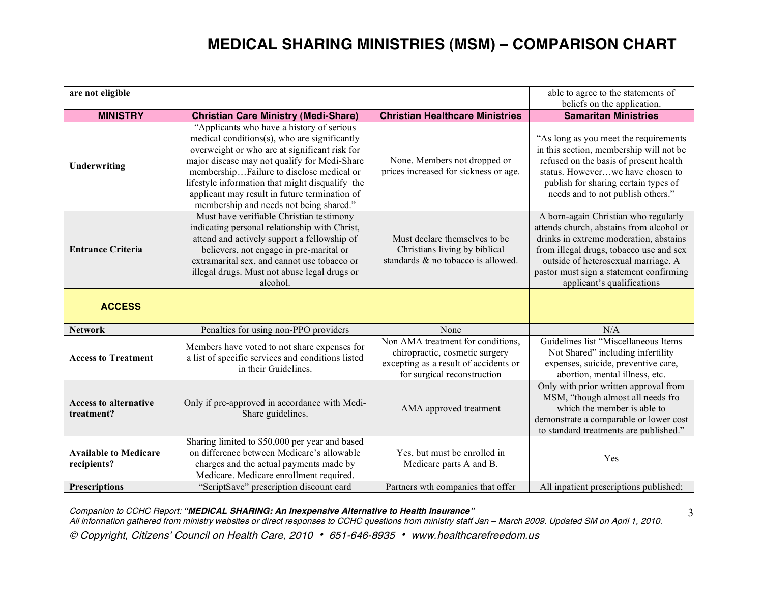# MEDICAL SHARING MINISTRIES (MSM) – COMPARISON CHART

| | | | |
|---|---|---|---|
| **are not eligible** | | | able to agree to the statements of beliefs on the application. |
| **MINISTRY** | **Christian Care Ministry (Medi-Share)** | **Christian Healthcare Ministries** | **Samaritan Ministries** |
| **Underwriting** | "Applicants who have a history of serious medical conditions(s), who are significantly overweight or who are at significant risk for major disease may not qualify for Medi-Share membership…Failure to disclose medical or lifestyle information that might disqualify the applicant may result in future termination of membership and needs not being shared." | None. Members not dropped or prices increased for sickness or age. | "As long as you meet the requirements in this section, membership will not be refused on the basis of present health status. However…we have chosen to publish for sharing certain types of needs and to not publish others." |
| **Entrance Criteria** | Must have verifiable Christian testimony indicating personal relationship with Christ, attend and actively support a fellowship of believers, not engage in pre-marital or extramarital sex, and cannot use tobacco or illegal drugs. Must not abuse legal drugs or alcohol. | Must declare themselves to be Christians living by biblical standards & no tobacco is allowed. | A born-again Christian who regularly attends church, abstains from alcohol or drinks in extreme moderation, abstains from illegal drugs, tobacco use and sex outside of heterosexual marriage. A pastor must sign a statement confirming applicant's qualifications |
| **ACCESS** | | | |
| **Network** | Penalties for using non-PPO providers | None | N/A |
| **Access to Treatment** | Members have voted to not share expenses for a list of specific services and conditions listed in their Guidelines. | Non AMA treatment for conditions, chiropractic, cosmetic surgery excepting as a result of accidents or for surgical reconstruction | Guidelines list "Miscellaneous Items Not Shared" including infertility expenses, suicide, preventive care, abortion, mental illness, etc. |
| **Access to alternative treatment?** | Only if pre-approved in accordance with Medi-Share guidelines. | AMA approved treatment | Only with prior written approval from MSM, "though almost all needs fro which the member is able to demonstrate a comparable or lower cost to standard treatments are published." |
| **Available to Medicare recipients?** | Sharing limited to $50,000 per year and based on difference between Medicare's allowable charges and the actual payments made by Medicare. Medicare enrollment required. | Yes, but must be enrolled in Medicare parts A and B. | Yes |
| **Prescriptions** | "ScriptSave" prescription discount card | Partners wth companies that offer | All inpatient prescriptions published; |

*Companion to CCHC Report: "**MEDICAL SHARING: An Inexpensive Alternative to Health Insurance**"*
*All information gathered from ministry websites or direct responses to CCHC questions from ministry staff Jan – March 2009. Updated SM on April 1, 2010.*
*© Copyright, Citizens' Council on Health Care, 2010 • 651-646-8935 • www.healthcarefreedom.us*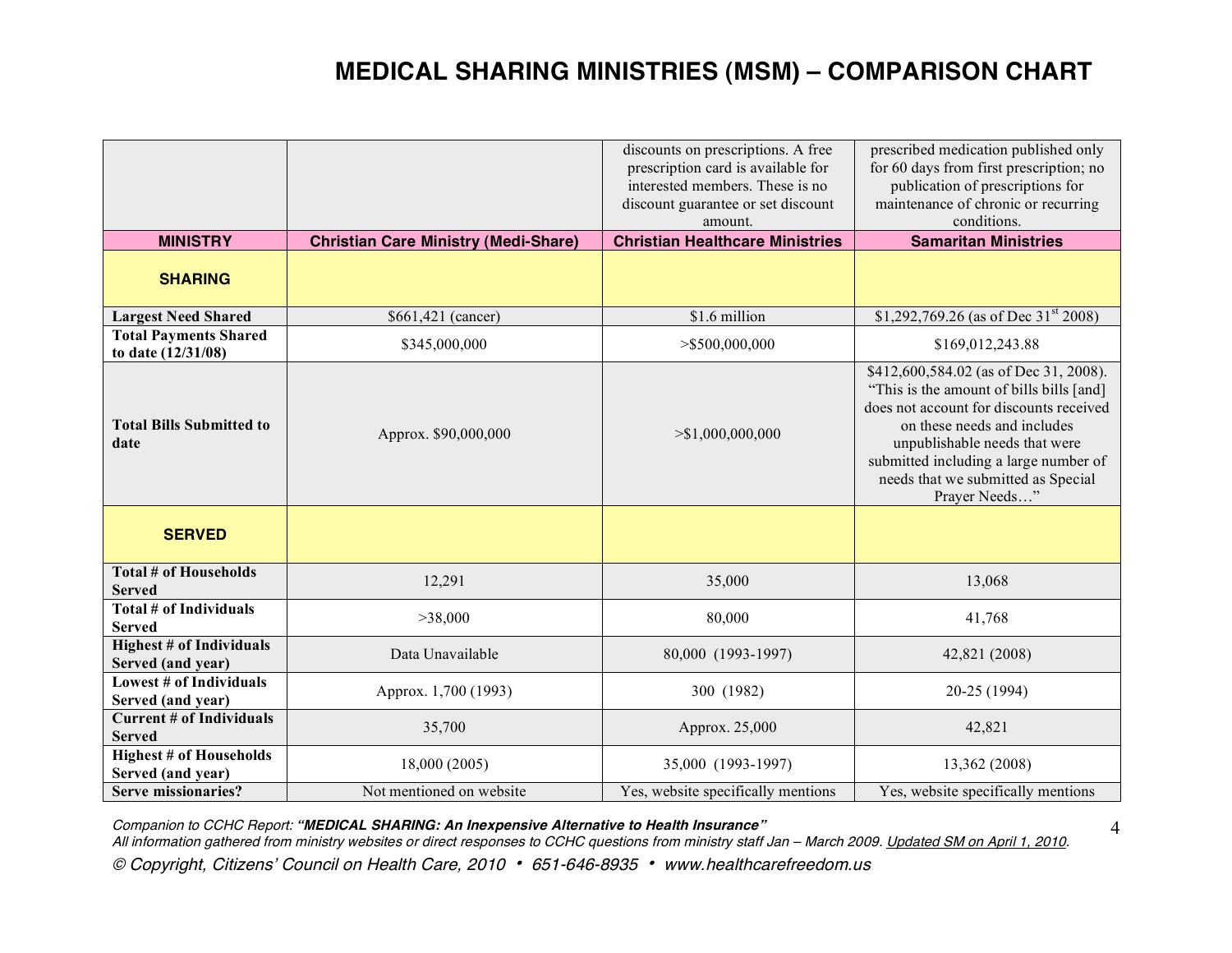# MEDICAL SHARING MINISTRIES (MSM) – COMPARISON CHART

| | | | |
|---|---|---|---|
| | | discounts on prescriptions. A free prescription card is available for interested members. These is no discount guarantee or set discount amount. | prescribed medication published only for 60 days from first prescription; no publication of prescriptions for maintenance of chronic or recurring conditions. |
| **MINISTRY** | **Christian Care Ministry (Medi-Share)** | **Christian Healthcare Ministries** | **Samaritan Ministries** |
| **SHARING** | | | |
| **Largest Need Shared** | $661,421 (cancer) | $1.6 million | $1,292,769.26 (as of Dec 31st 2008) |
| **Total Payments Shared to date (12/31/08)** | $345,000,000 | >$500,000,000 | $169,012,243.88 |
| **Total Bills Submitted to date** | Approx. $90,000,000 | >$1,000,000,000 | $412,600,584.02 (as of Dec 31, 2008). "This is the amount of bills bills [and] does not account for discounts received on these needs and includes unpublishable needs that were submitted including a large number of needs that we submitted as Special Prayer Needs…" |
| **SERVED** | | | |
| **Total # of Households Served** | 12,291 | 35,000 | 13,068 |
| **Total # of Individuals Served** | >38,000 | 80,000 | 41,768 |
| **Highest # of Individuals Served (and year)** | Data Unavailable | 80,000 (1993-1997) | 42,821 (2008) |
| **Lowest # of Individuals Served (and year)** | Approx. 1,700 (1993) | 300 (1982) | 20-25 (1994) |
| **Current # of Individuals Served** | 35,700 | Approx. 25,000 | 42,821 |
| **Highest # of Households Served (and year)** | 18,000 (2005) | 35,000 (1993-1997) | 13,362 (2008) |
| **Serve missionaries?** | Not mentioned on website | Yes, website specifically mentions | Yes, website specifically mentions |

*Companion to CCHC Report: "**MEDICAL SHARING: An Inexpensive Alternative to Health Insurance**"*
*All information gathered from ministry websites or direct responses to CCHC questions from ministry staff Jan – March 2009. Updated SM on April 1, 2010.*

*© Copyright, Citizens' Council on Health Care, 2010 • 651-646-8935 • www.healthcarefreedom.us*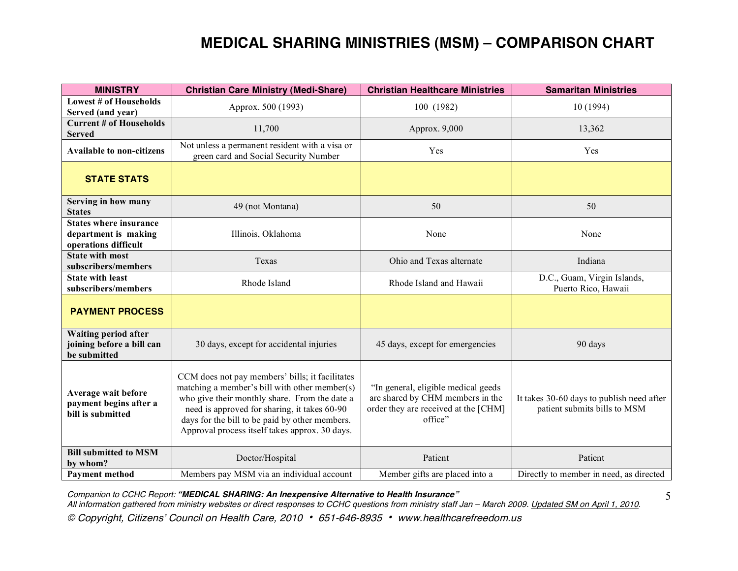# MEDICAL SHARING MINISTRIES (MSM) – COMPARISON CHART

| MINISTRY | Christian Care Ministry (Medi-Share) | Christian Healthcare Ministries | Samaritan Ministries |
|---|---|---|---|
| **Lowest # of Households Served (and year)** | Approx. 500 (1993) | 100 (1982) | 10 (1994) |
| **Current # of Households Served** | 11,700 | Approx. 9,000 | 13,362 |
| **Available to non-citizens** | Not unless a permanent resident with a visa or green card and Social Security Number | Yes | Yes |
| **STATE STATS** | | | |
| **Serving in how many States** | 49 (not Montana) | 50 | 50 |
| **States where insurance department is making operations difficult** | Illinois, Oklahoma | None | None |
| **State with most subscribers/members** | Texas | Ohio and Texas alternate | Indiana |
| **State with least subscribers/members** | Rhode Island | Rhode Island and Hawaii | D.C., Guam, Virgin Islands, Puerto Rico, Hawaii |
| **PAYMENT PROCESS** | | | |
| **Waiting period after joining before a bill can be submitted** | 30 days, except for accidental injuries | 45 days, except for emergencies | 90 days |
| **Average wait before payment begins after a bill is submitted** | CCM does not pay members' bills; it facilitates matching a member's bill with other member(s) who give their monthly share. From the date a need is approved for sharing, it takes 60-90 days for the bill to be paid by other members. Approval process itself takes approx. 30 days. | "In general, eligible medical geeds are shared by CHM members in the order they are received at the [CHM] office" | It takes 30-60 days to publish need after patient submits bills to MSM |
| **Bill submitted to MSM by whom?** | Doctor/Hospital | Patient | Patient |
| **Payment method** | Members pay MSM via an individual account | Member gifts are placed into a | Directly to member in need, as directed |

*Companion to CCHC Report: **"MEDICAL SHARING: An Inexpensive Alternative to Health Insurance"***
*All information gathered from ministry websites or direct responses to CCHC questions from ministry staff Jan – March 2009. Updated SM on April 1, 2010.*
*© Copyright, Citizens' Council on Health Care, 2010 • 651-646-8935 • www.healthcarefreedom.us*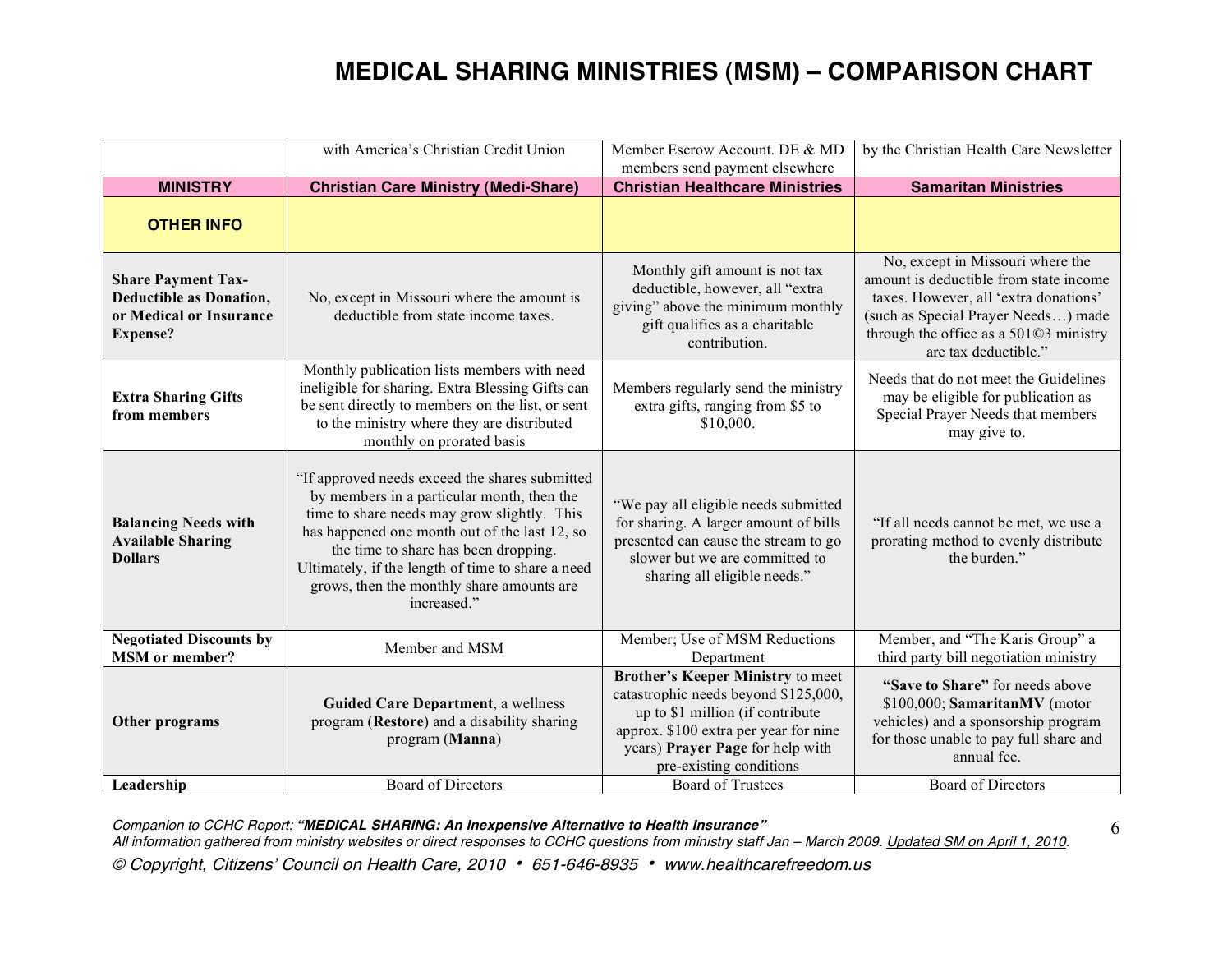# MEDICAL SHARING MINISTRIES (MSM) – COMPARISON CHART

| | | | |
|---|---|---|---|
| | with America's Christian Credit Union | Member Escrow Account. DE & MD members send payment elsewhere | by the Christian Health Care Newsletter |
| **MINISTRY** | **Christian Care Ministry (Medi-Share)** | **Christian Healthcare Ministries** | **Samaritan Ministries** |
| **OTHER INFO** | | | |
| **Share Payment Tax-Deductible as Donation, or Medical or Insurance Expense?** | No, except in Missouri where the amount is deductible from state income taxes. | Monthly gift amount is not tax deductible, however, all "extra giving" above the minimum monthly gift qualifies as a charitable contribution. | No, except in Missouri where the amount is deductible from state income taxes. However, all 'extra donations' (such as Special Prayer Needs…) made through the office as a 501©3 ministry are tax deductible." |
| **Extra Sharing Gifts from members** | Monthly publication lists members with need ineligible for sharing. Extra Blessing Gifts can be sent directly to members on the list, or sent to the ministry where they are distributed monthly on prorated basis | Members regularly send the ministry extra gifts, ranging from $5 to $10,000. | Needs that do not meet the Guidelines may be eligible for publication as Special Prayer Needs that members may give to. |
| **Balancing Needs with Available Sharing Dollars** | "If approved needs exceed the shares submitted by members in a particular month, then the time to share needs may grow slightly. This has happened one month out of the last 12, so the time to share has been dropping. Ultimately, if the length of time to share a need grows, then the monthly share amounts are increased." | "We pay all eligible needs submitted for sharing. A larger amount of bills presented can cause the stream to go slower but we are committed to sharing all eligible needs." | "If all needs cannot be met, we use a prorating method to evenly distribute the burden." |
| **Negotiated Discounts by MSM or member?** | Member and MSM | Member; Use of MSM Reductions Department | Member, and "The Karis Group" a third party bill negotiation ministry |
| **Other programs** | **Guided Care Department**, a wellness program (**Restore**) and a disability sharing program (**Manna**) | **Brother's Keeper Ministry** to meet catastrophic needs beyond $125,000, up to $1 million (if contribute approx. $100 extra per year for nine years) **Prayer Page** for help with pre-existing conditions | **"Save to Share"** for needs above $100,000; **SamaritanMV** (motor vehicles) and a sponsorship program for those unable to pay full share and annual fee. |
| **Leadership** | Board of Directors | Board of Trustees | Board of Directors |

*Companion to CCHC Report: "**MEDICAL SHARING: An Inexpensive Alternative to Health Insurance**"*
*All information gathered from ministry websites or direct responses to CCHC questions from ministry staff Jan – March 2009. Updated SM on April 1, 2010.*
*© Copyright, Citizens' Council on Health Care, 2010 • 651-646-8935 • www.healthcarefreedom.us*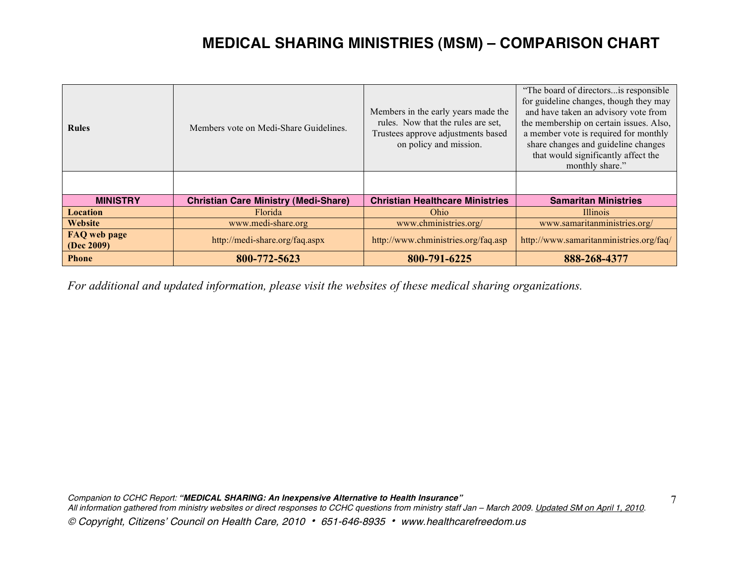# MEDICAL SHARING MINISTRIES (MSM) – COMPARISON CHART

| | | | |
|---|---|---|---|
| **Rules** | Members vote on Medi-Share Guidelines. | Members in the early years made the rules. Now that the rules are set, Trustees approve adjustments based on policy and mission. | "The board of directors...is responsible for guideline changes, though they may and have taken an advisory vote from the membership on certain issues. Also, a member vote is required for monthly share changes and guideline changes that would significantly affect the monthly share." |
| | | | |
| **MINISTRY** | **Christian Care Ministry (Medi-Share)** | **Christian Healthcare Ministries** | **Samaritan Ministries** |
| **Location** | Florida | Ohio | Illinois |
| **Website** | www.medi-share.org | www.chministries.org/ | www.samaritanministries.org/ |
| **FAQ web page (Dec 2009)** | http://medi-share.org/faq.aspx | http://www.chministries.org/faq.asp | http://www.samaritanministries.org/faq/ |
| **Phone** | **800-772-5623** | **800-791-6225** | **888-268-4377** |

*For additional and updated information, please visit the websites of these medical sharing organizations.*

*Companion to CCHC Report: "**MEDICAL SHARING: An Inexpensive Alternative to Health Insurance**"*
*All information gathered from ministry websites or direct responses to CCHC questions from ministry staff Jan – March 2009. Updated SM on April 1, 2010.*
*© Copyright, Citizens' Council on Health Care, 2010 • 651-646-8935 • www.healthcarefreedom.us*